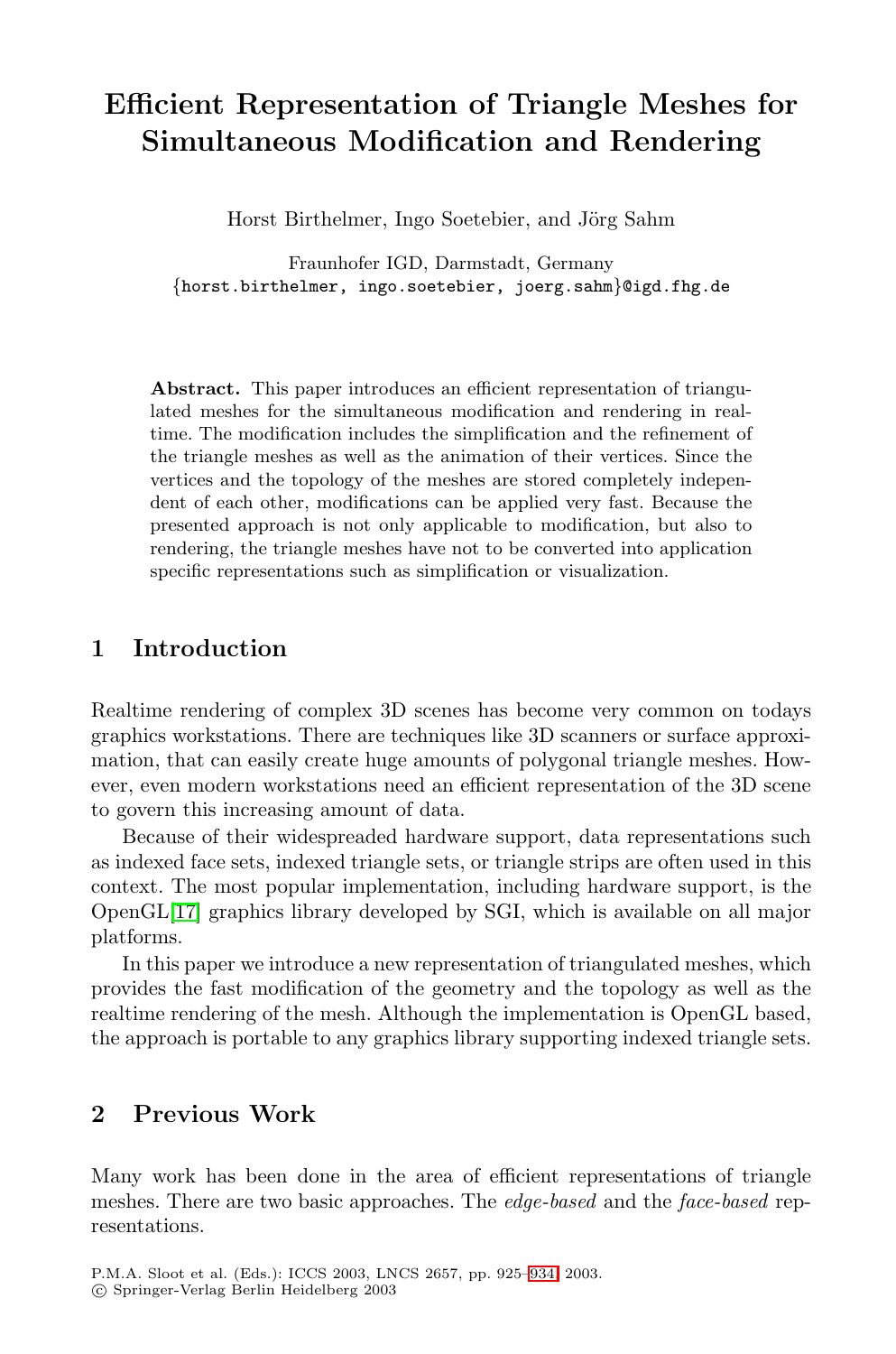# Efficient Representation of Triangle Meshes for Simultaneous Modification and Rendering

Horst Birthelmer, Ingo Soetebier, and Jörg Sahm

Fraunhofer IGD, Darmstadt, Germany
{horst.birthelmer, ingo.soetebier, joerg.sahm}@igd.fhg.de

**Abstract.** This paper introduces an efficient representation of triangulated meshes for the simultaneous modification and rendering in realtime. The modification includes the simplification and the refinement of the triangle meshes as well as the animation of their vertices. Since the vertices and the topology of the meshes are stored completely independent of each other, modifications can be applied very fast. Because the presented approach is not only applicable to modification, but also to rendering, the triangle meshes have not to be converted into application specific representations such as simplification or visualization.

## 1 Introduction

Realtime rendering of complex 3D scenes has become very common on todays graphics workstations. There are techniques like 3D scanners or surface approximation, that can easily create huge amounts of polygonal triangle meshes. However, even modern workstations need an efficient representation of the 3D scene to govern this increasing amount of data.

Because of their widespreaded hardware support, data representations such as indexed face sets, indexed triangle sets, or triangle strips are often used in this context. The most popular implementation, including hardware support, is the OpenGL[17] graphics library developed by SGI, which is available on all major platforms.

In this paper we introduce a new representation of triangulated meshes, which provides the fast modification of the geometry and the topology as well as the realtime rendering of the mesh. Although the implementation is OpenGL based, the approach is portable to any graphics library supporting indexed triangle sets.

## 2 Previous Work

Many work has been done in the area of efficient representations of triangle meshes. There are two basic approaches. The *edge-based* and the *face-based* representations.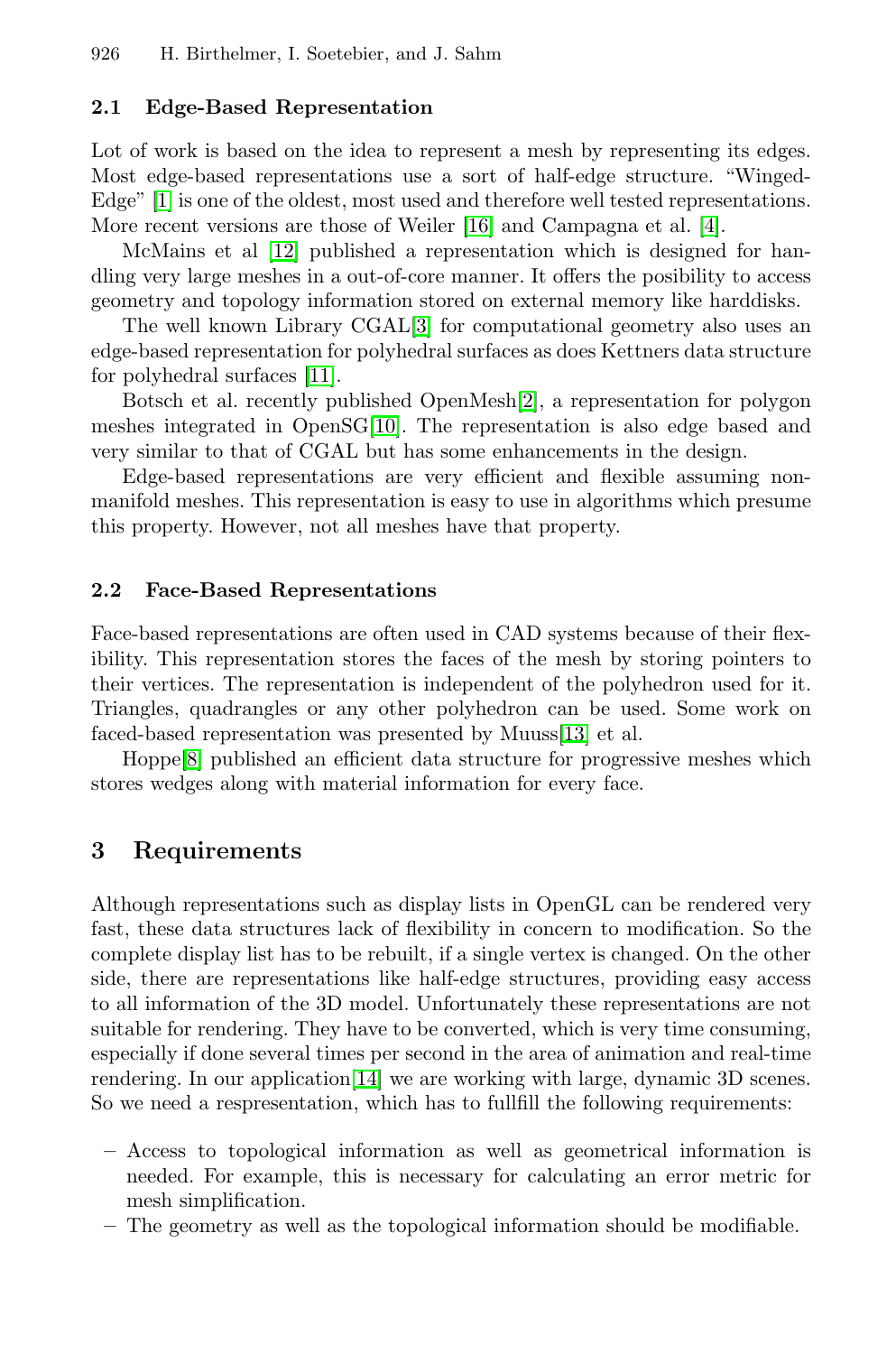### 2.1 Edge-Based Representation

Lot of work is based on the idea to represent a mesh by representing its edges. Most edge-based representations use a sort of half-edge structure. "Winged-Edge" [1] is one of the oldest, most used and therefore well tested representations. More recent versions are those of Weiler [16] and Campagna et al. [4].

McMains et al [12] published a representation which is designed for handling very large meshes in a out-of-core manner. It offers the posibility to access geometry and topology information stored on external memory like harddisks.

The well known Library CGAL[3] for computational geometry also uses an edge-based representation for polyhedral surfaces as does Kettners data structure for polyhedral surfaces [11].

Botsch et al. recently published OpenMesh[2], a representation for polygon meshes integrated in OpenSG[10]. The representation is also edge based and very similar to that of CGAL but has some enhancements in the design.

Edge-based representations are very efficient and flexible assuming non-manifold meshes. This representation is easy to use in algorithms which presume this property. However, not all meshes have that property.

### 2.2 Face-Based Representations

Face-based representations are often used in CAD systems because of their flexibility. This representation stores the faces of the mesh by storing pointers to their vertices. The representation is independent of the polyhedron used for it. Triangles, quadrangles or any other polyhedron can be used. Some work on faced-based representation was presented by Muuss[13] et al.

Hoppe[8] published an efficient data structure for progressive meshes which stores wedges along with material information for every face.

## 3 Requirements

Although representations such as display lists in OpenGL can be rendered very fast, these data structures lack of flexibility in concern to modification. So the complete display list has to be rebuilt, if a single vertex is changed. On the other side, there are representations like half-edge structures, providing easy access to all information of the 3D model. Unfortunately these representations are not suitable for rendering. They have to be converted, which is very time consuming, especially if done several times per second in the area of animation and real-time rendering. In our application[14] we are working with large, dynamic 3D scenes. So we need a respresentation, which has to fullfill the following requirements:

- Access to topological information as well as geometrical information is needed. For example, this is necessary for calculating an error metric for mesh simplification.
- The geometry as well as the topological information should be modifiable.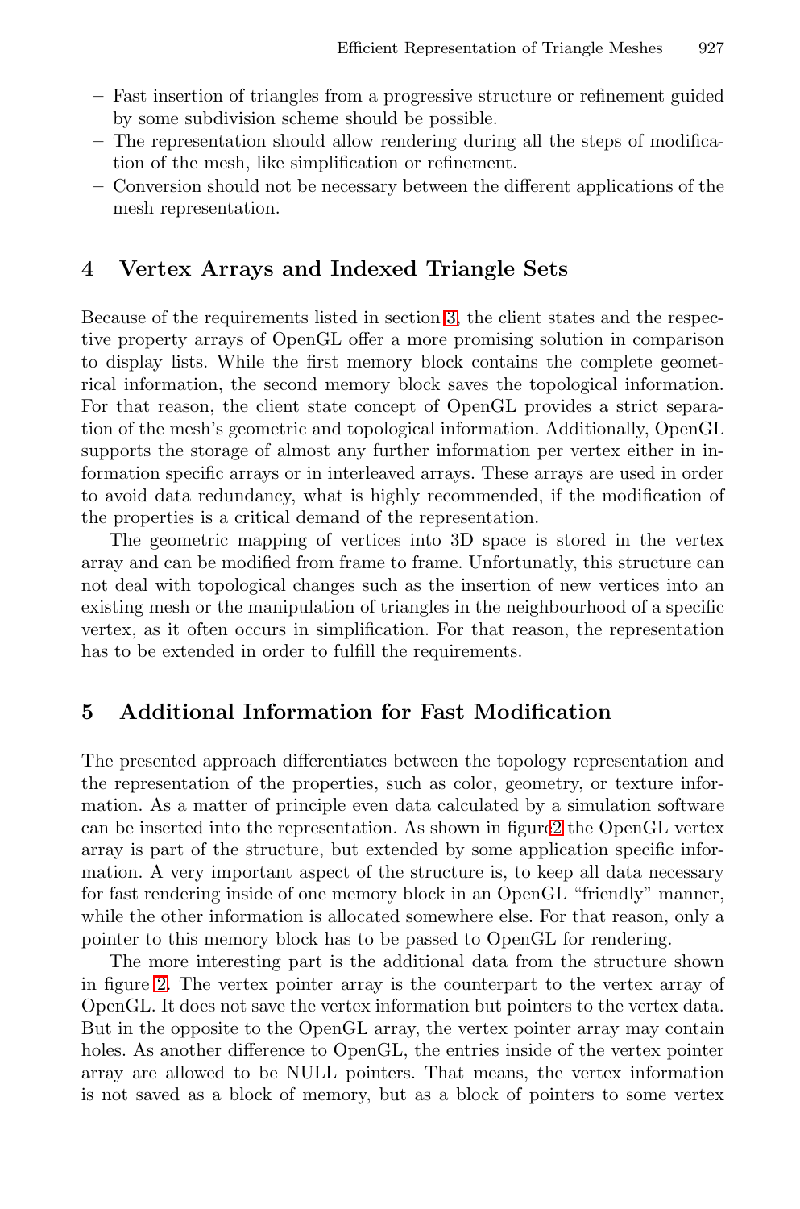- Fast insertion of triangles from a progressive structure or refinement guided by some subdivision scheme should be possible.
- The representation should allow rendering during all the steps of modification of the mesh, like simplification or refinement.
- Conversion should not be necessary between the different applications of the mesh representation.

## 4 Vertex Arrays and Indexed Triangle Sets

Because of the requirements listed in section 3, the client states and the respective property arrays of OpenGL offer a more promising solution in comparison to display lists. While the first memory block contains the complete geometrical information, the second memory block saves the topological information. For that reason, the client state concept of OpenGL provides a strict separation of the mesh's geometric and topological information. Additionally, OpenGL supports the storage of almost any further information per vertex either in information specific arrays or in interleaved arrays. These arrays are used in order to avoid data redundancy, what is highly recommended, if the modification of the properties is a critical demand of the representation.

The geometric mapping of vertices into 3D space is stored in the vertex array and can be modified from frame to frame. Unfortunatly, this structure can not deal with topological changes such as the insertion of new vertices into an existing mesh or the manipulation of triangles in the neighbourhood of a specific vertex, as it often occurs in simplification. For that reason, the representation has to be extended in order to fulfill the requirements.

## 5 Additional Information for Fast Modification

The presented approach differentiates between the topology representation and the representation of the properties, such as color, geometry, or texture information. As a matter of principle even data calculated by a simulation software can be inserted into the representation. As shown in figure2 the OpenGL vertex array is part of the structure, but extended by some application specific information. A very important aspect of the structure is, to keep all data necessary for fast rendering inside of one memory block in an OpenGL "friendly" manner, while the other information is allocated somewhere else. For that reason, only a pointer to this memory block has to be passed to OpenGL for rendering.

The more interesting part is the additional data from the structure shown in figure 2. The vertex pointer array is the counterpart to the vertex array of OpenGL. It does not save the vertex information but pointers to the vertex data. But in the opposite to the OpenGL array, the vertex pointer array may contain holes. As another difference to OpenGL, the entries inside of the vertex pointer array are allowed to be NULL pointers. That means, the vertex information is not saved as a block of memory, but as a block of pointers to some vertex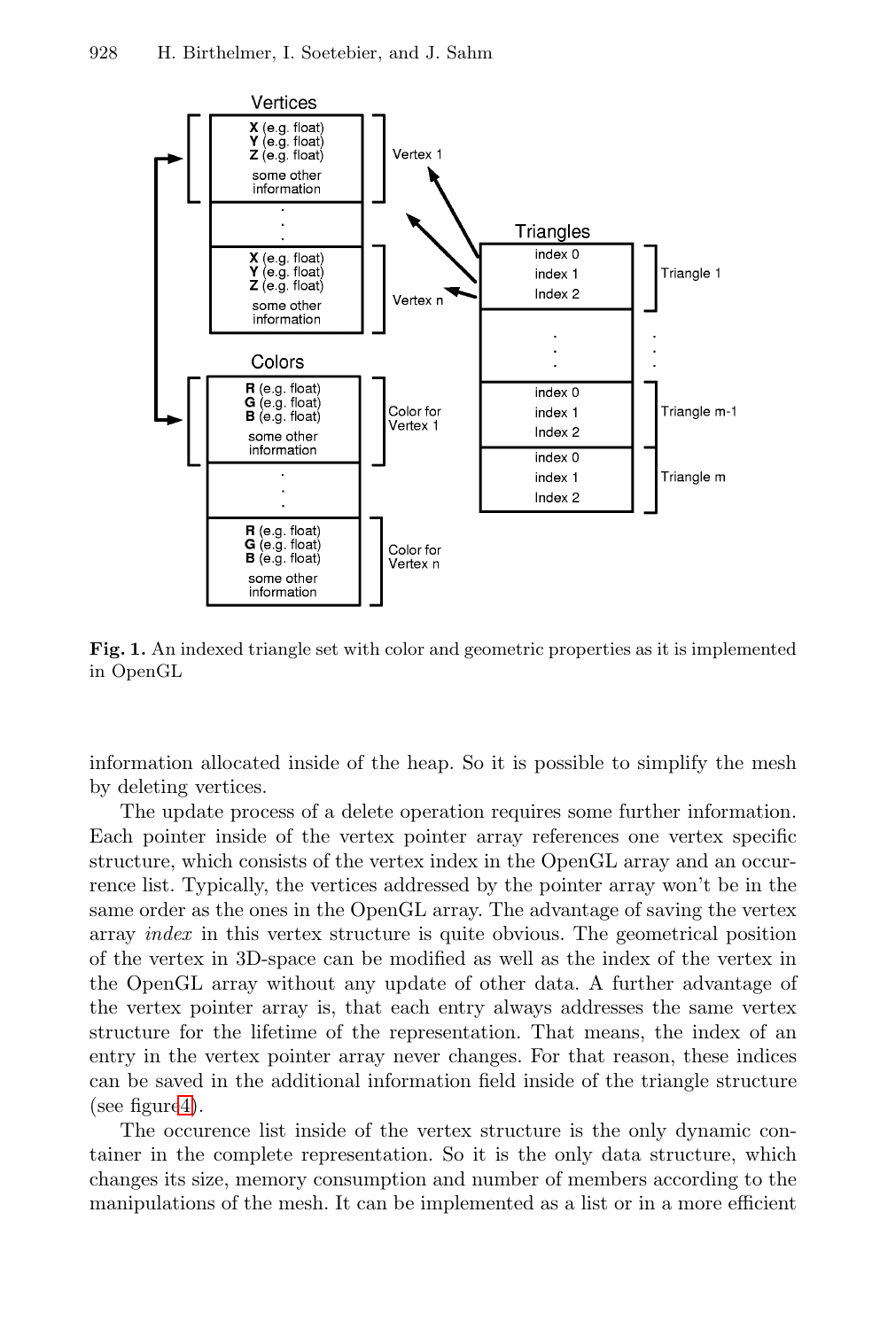**Fig. 1.** An indexed triangle set with color and geometric properties as it is implemented in OpenGL

information allocated inside of the heap. So it is possible to simplify the mesh by deleting vertices.

The update process of a delete operation requires some further information. Each pointer inside of the vertex pointer array references one vertex specific structure, which consists of the vertex index in the OpenGL array and an occurrence list. Typically, the vertices addressed by the pointer array won't be in the same order as the ones in the OpenGL array. The advantage of saving the vertex array *index* in this vertex structure is quite obvious. The geometrical position of the vertex in 3D-space can be modified as well as the index of the vertex in the OpenGL array without any update of other data. A further advantage of the vertex pointer array is, that each entry always addresses the same vertex structure for the lifetime of the representation. That means, the index of an entry in the vertex pointer array never changes. For that reason, these indices can be saved in the additional information field inside of the triangle structure (see figure4).

The occurence list inside of the vertex structure is the only dynamic container in the complete representation. So it is the only data structure, which changes its size, memory consumption and number of members according to the manipulations of the mesh. It can be implemented as a list or in a more efficient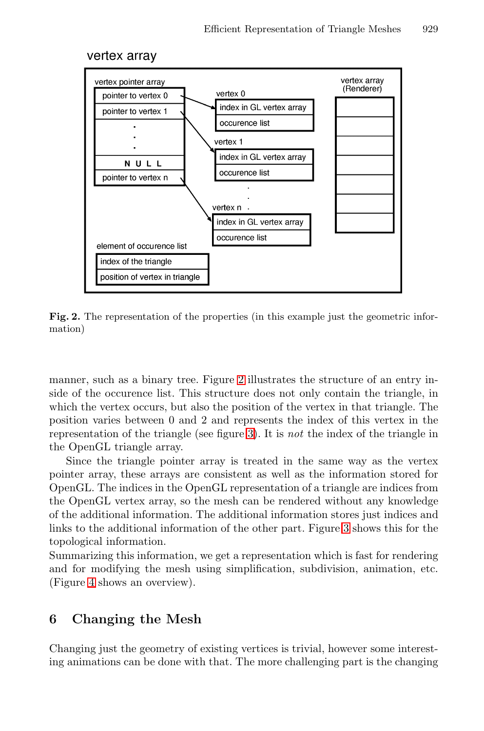**Fig. 2.** The representation of the properties (in this example just the geometric information)

manner, such as a binary tree. Figure 2 illustrates the structure of an entry inside of the occurence list. This structure does not only contain the triangle, in which the vertex occurs, but also the position of the vertex in that triangle. The position varies between 0 and 2 and represents the index of this vertex in the representation of the triangle (see figure 3). It is *not* the index of the triangle in the OpenGL triangle array.

Since the triangle pointer array is treated in the same way as the vertex pointer array, these arrays are consistent as well as the information stored for OpenGL. The indices in the OpenGL representation of a triangle are indices from the OpenGL vertex array, so the mesh can be rendered without any knowledge of the additional information. The additional information stores just indices and links to the additional information of the other part. Figure 3 shows this for the topological information.

Summarizing this information, we get a representation which is fast for rendering and for modifying the mesh using simplification, subdivision, animation, etc. (Figure 4 shows an overview).

## 6 Changing the Mesh

Changing just the geometry of existing vertices is trivial, however some interesting animations can be done with that. The more challenging part is the changing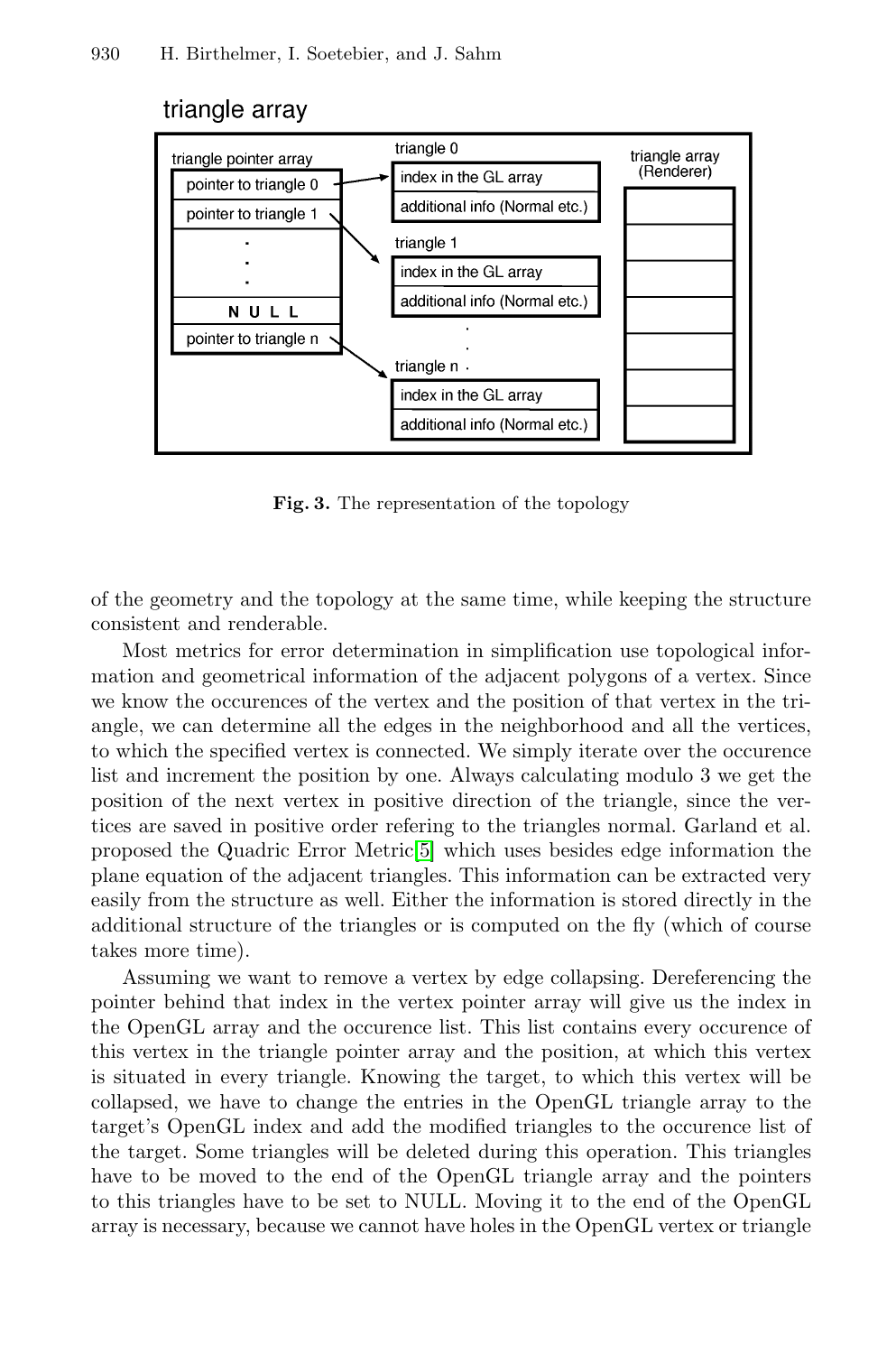**Fig. 3.** The representation of the topology

of the geometry and the topology at the same time, while keeping the structure consistent and renderable.

Most metrics for error determination in simplification use topological information and geometrical information of the adjacent polygons of a vertex. Since we know the occurences of the vertex and the position of that vertex in the triangle, we can determine all the edges in the neighborhood and all the vertices, to which the specified vertex is connected. We simply iterate over the occurence list and increment the position by one. Always calculating modulo 3 we get the position of the next vertex in positive direction of the triangle, since the vertices are saved in positive order refering to the triangles normal. Garland et al. proposed the Quadric Error Metric[5] which uses besides edge information the plane equation of the adjacent triangles. This information can be extracted very easily from the structure as well. Either the information is stored directly in the additional structure of the triangles or is computed on the fly (which of course takes more time).

Assuming we want to remove a vertex by edge collapsing. Dereferencing the pointer behind that index in the vertex pointer array will give us the index in the OpenGL array and the occurence list. This list contains every occurence of this vertex in the triangle pointer array and the position, at which this vertex is situated in every triangle. Knowing the target, to which this vertex will be collapsed, we have to change the entries in the OpenGL triangle array to the target's OpenGL index and add the modified triangles to the occurence list of the target. Some triangles will be deleted during this operation. This triangles have to be moved to the end of the OpenGL triangle array and the pointers to this triangles have to be set to NULL. Moving it to the end of the OpenGL array is necessary, because we cannot have holes in the OpenGL vertex or triangle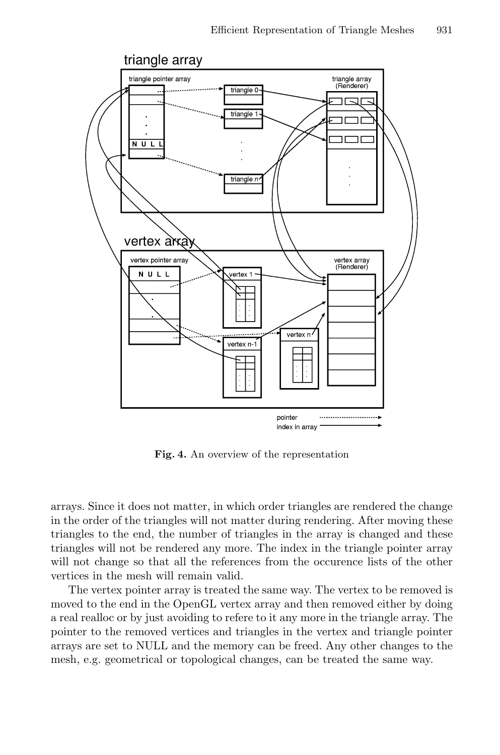**Fig. 4.** An overview of the representation

arrays. Since it does not matter, in which order triangles are rendered the change in the order of the triangles will not matter during rendering. After moving these triangles to the end, the number of triangles in the array is changed and these triangles will not be rendered any more. The index in the triangle pointer array will not change so that all the references from the occurence lists of the other vertices in the mesh will remain valid.

The vertex pointer array is treated the same way. The vertex to be removed is moved to the end in the OpenGL vertex array and then removed either by doing a real realloc or by just avoiding to refere to it any more in the triangle array. The pointer to the removed vertices and triangles in the vertex and triangle pointer arrays are set to NULL and the memory can be freed. Any other changes to the mesh, e.g. geometrical or topological changes, can be treated the same way.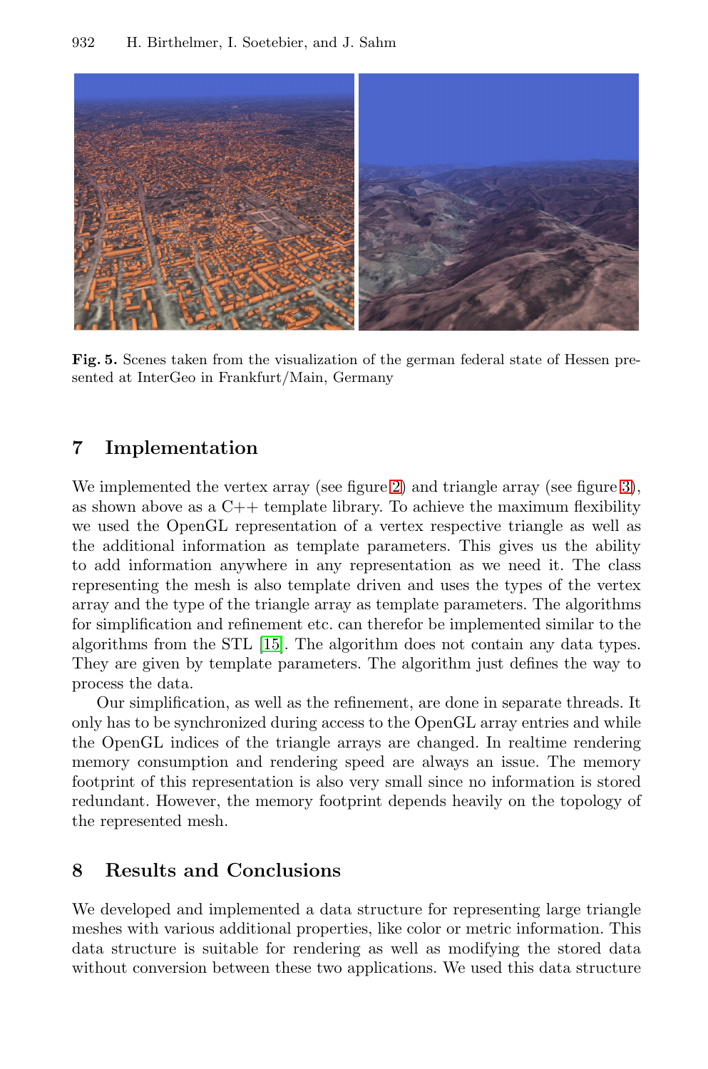Fig. 5. Scenes taken from the visualization of the german federal state of Hessen presented at InterGeo in Frankfurt/Main, Germany

## 7 Implementation

We implemented the vertex array (see figure 2) and triangle array (see figure 3), as shown above as a C++ template library. To achieve the maximum flexibility we used the OpenGL representation of a vertex respective triangle as well as the additional information as template parameters. This gives us the ability to add information anywhere in any representation as we need it. The class representing the mesh is also template driven and uses the types of the vertex array and the type of the triangle array as template parameters. The algorithms for simplification and refinement etc. can therefor be implemented similar to the algorithms from the STL [15]. The algorithm does not contain any data types. They are given by template parameters. The algorithm just defines the way to process the data.

Our simplification, as well as the refinement, are done in separate threads. It only has to be synchronized during access to the OpenGL array entries and while the OpenGL indices of the triangle arrays are changed. In realtime rendering memory consumption and rendering speed are always an issue. The memory footprint of this representation is also very small since no information is stored redundant. However, the memory footprint depends heavily on the topology of the represented mesh.

## 8 Results and Conclusions

We developed and implemented a data structure for representing large triangle meshes with various additional properties, like color or metric information. This data structure is suitable for rendering as well as modifying the stored data without conversion between these two applications. We used this data structure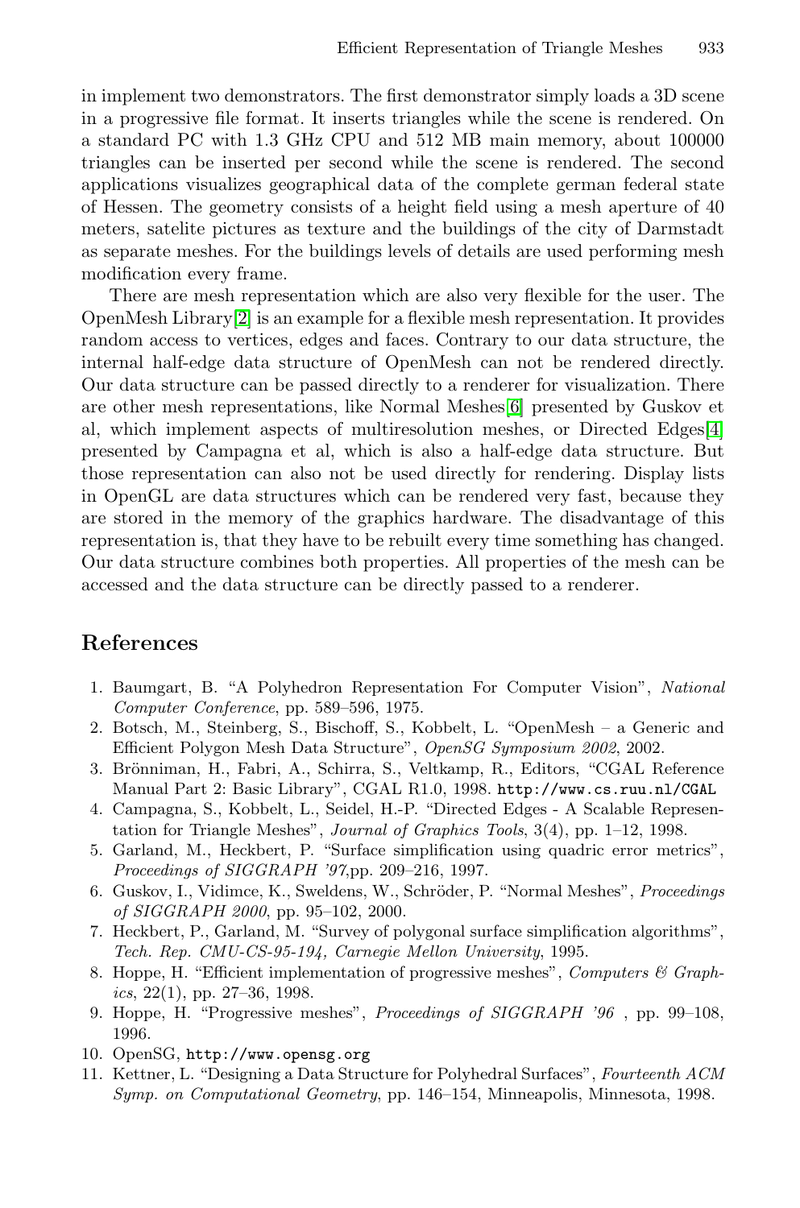in implement two demonstrators. The first demonstrator simply loads a 3D scene in a progressive file format. It inserts triangles while the scene is rendered. On a standard PC with 1.3 GHz CPU and 512 MB main memory, about 100000 triangles can be inserted per second while the scene is rendered. The second applications visualizes geographical data of the complete german federal state of Hessen. The geometry consists of a height field using a mesh aperture of 40 meters, satelite pictures as texture and the buildings of the city of Darmstadt as separate meshes. For the buildings levels of details are used performing mesh modification every frame.

There are mesh representation which are also very flexible for the user. The OpenMesh Library[2] is an example for a flexible mesh representation. It provides random access to vertices, edges and faces. Contrary to our data structure, the internal half-edge data structure of OpenMesh can not be rendered directly. Our data structure can be passed directly to a renderer for visualization. There are other mesh representations, like Normal Meshes[6] presented by Guskov et al, which implement aspects of multiresolution meshes, or Directed Edges[4] presented by Campagna et al, which is also a half-edge data structure. But those representation can also not be used directly for rendering. Display lists in OpenGL are data structures which can be rendered very fast, because they are stored in the memory of the graphics hardware. The disadvantage of this representation is, that they have to be rebuilt every time something has changed. Our data structure combines both properties. All properties of the mesh can be accessed and the data structure can be directly passed to a renderer.

## References

1. Baumgart, B. "A Polyhedron Representation For Computer Vision", *National Computer Conference*, pp. 589–596, 1975.
2. Botsch, M., Steinberg, S., Bischoff, S., Kobbelt, L. "OpenMesh – a Generic and Efficient Polygon Mesh Data Structure", *OpenSG Symposium 2002*, 2002.
3. Brönniman, H., Fabri, A., Schirra, S., Veltkamp, R., Editors, "CGAL Reference Manual Part 2: Basic Library", CGAL R1.0, 1998. http://www.cs.ruu.nl/CGAL
4. Campagna, S., Kobbelt, L., Seidel, H.-P. "Directed Edges - A Scalable Representation for Triangle Meshes", *Journal of Graphics Tools*, 3(4), pp. 1–12, 1998.
5. Garland, M., Heckbert, P. "Surface simplification using quadric error metrics", *Proceedings of SIGGRAPH '97*,pp. 209–216, 1997.
6. Guskov, I., Vidimce, K., Sweldens, W., Schröder, P. "Normal Meshes", *Proceedings of SIGGRAPH 2000*, pp. 95–102, 2000.
7. Heckbert, P., Garland, M. "Survey of polygonal surface simplification algorithms", *Tech. Rep. CMU-CS-95-194, Carnegie Mellon University*, 1995.
8. Hoppe, H. "Efficient implementation of progressive meshes", *Computers & Graphics*, 22(1), pp. 27–36, 1998.
9. Hoppe, H. "Progressive meshes", *Proceedings of SIGGRAPH '96* , pp. 99–108, 1996.
10. OpenSG, http://www.opensg.org
11. Kettner, L. "Designing a Data Structure for Polyhedral Surfaces", *Fourteenth ACM Symp. on Computational Geometry*, pp. 146–154, Minneapolis, Minnesota, 1998.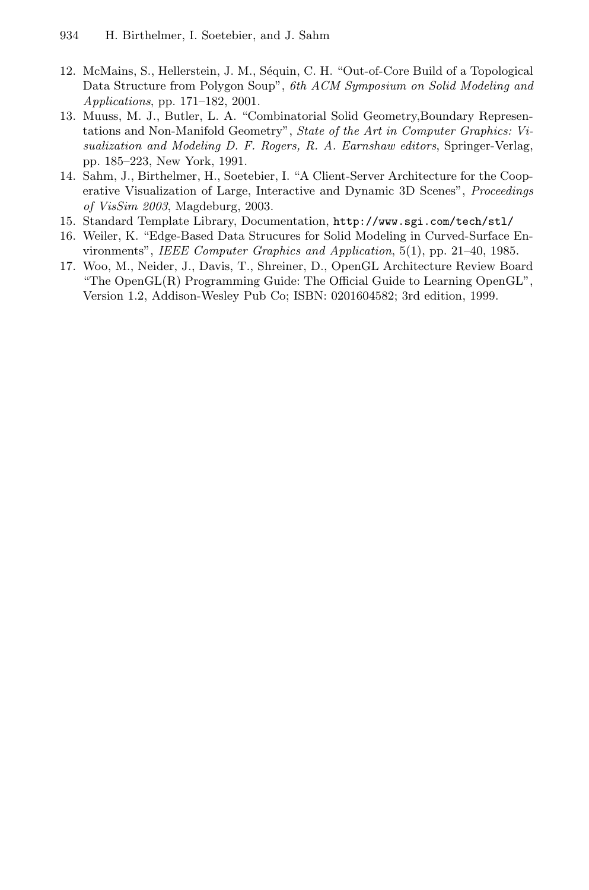12. McMains, S., Hellerstein, J. M., Séquin, C. H. "Out-of-Core Build of a Topological Data Structure from Polygon Soup", *6th ACM Symposium on Solid Modeling and Applications*, pp. 171–182, 2001.
13. Muuss, M. J., Butler, L. A. "Combinatorial Solid Geometry,Boundary Representations and Non-Manifold Geometry", *State of the Art in Computer Graphics: Visualization and Modeling D. F. Rogers, R. A. Earnshaw editors*, Springer-Verlag, pp. 185–223, New York, 1991.
14. Sahm, J., Birthelmer, H., Soetebier, I. "A Client-Server Architecture for the Cooperative Visualization of Large, Interactive and Dynamic 3D Scenes", *Proceedings of VisSim 2003*, Magdeburg, 2003.
15. Standard Template Library, Documentation, `http://www.sgi.com/tech/stl/`
16. Weiler, K. "Edge-Based Data Strucures for Solid Modeling in Curved-Surface Environments", *IEEE Computer Graphics and Application*, 5(1), pp. 21–40, 1985.
17. Woo, M., Neider, J., Davis, T., Shreiner, D., OpenGL Architecture Review Board "The OpenGL(R) Programming Guide: The Official Guide to Learning OpenGL", Version 1.2, Addison-Wesley Pub Co; ISBN: 0201604582; 3rd edition, 1999.